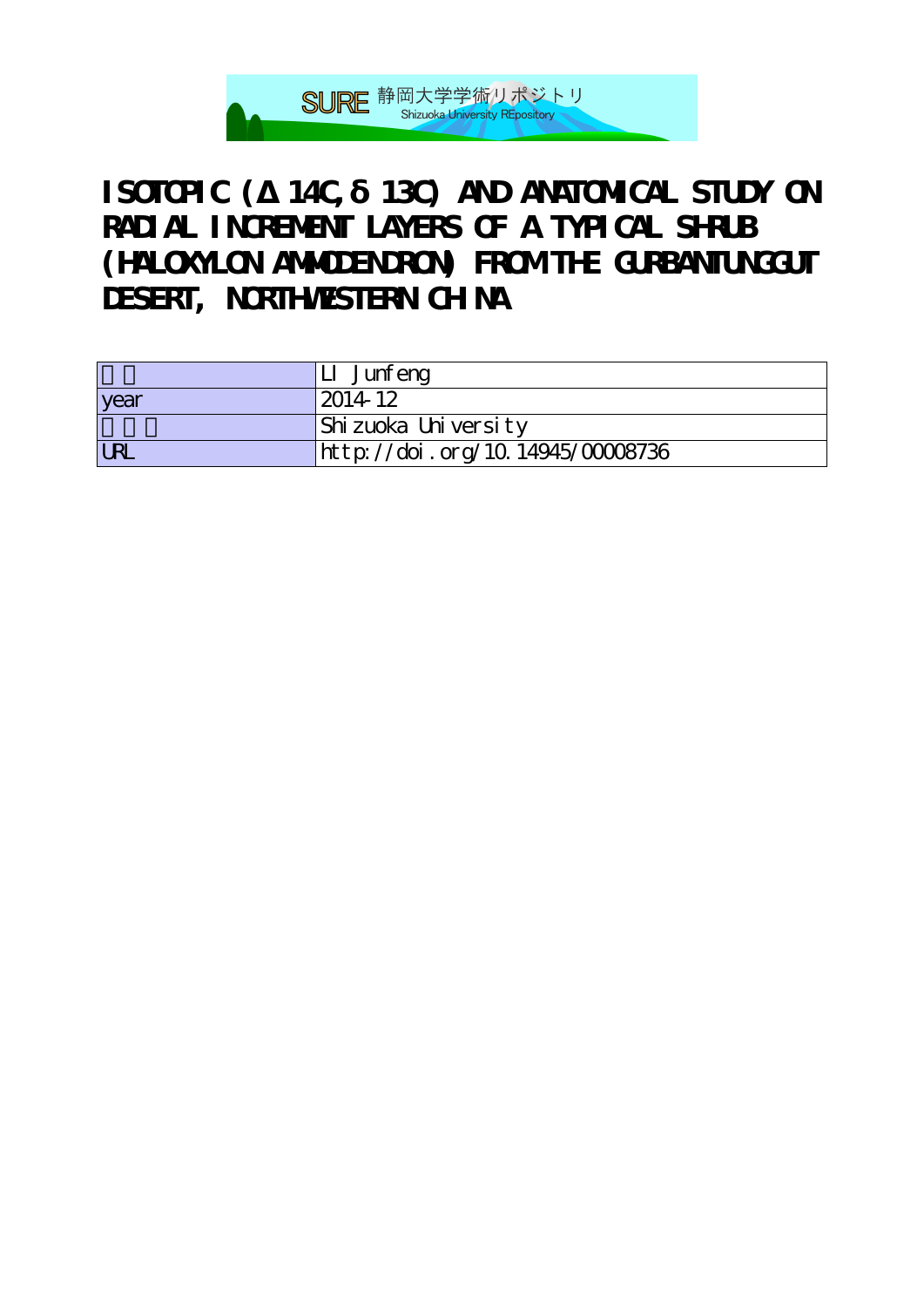# ISOTOPIC (Δ14C, δ13C) AND ANATOMICAL STUDY ON RADIAL INCREMENT LAYERS OF A TYPICAL SHRUB (HALOXYLON AMMODENDRON) FROM THE GURBANTUNGGUT DESERT, NORTHWESTERN CHINA

| | |
|---|---|
| 著者 | LI Junfeng |
| year | 2014-12 |
| その他 | Shizuoka University |
| URL | http://doi.org/10.14945/00008736 |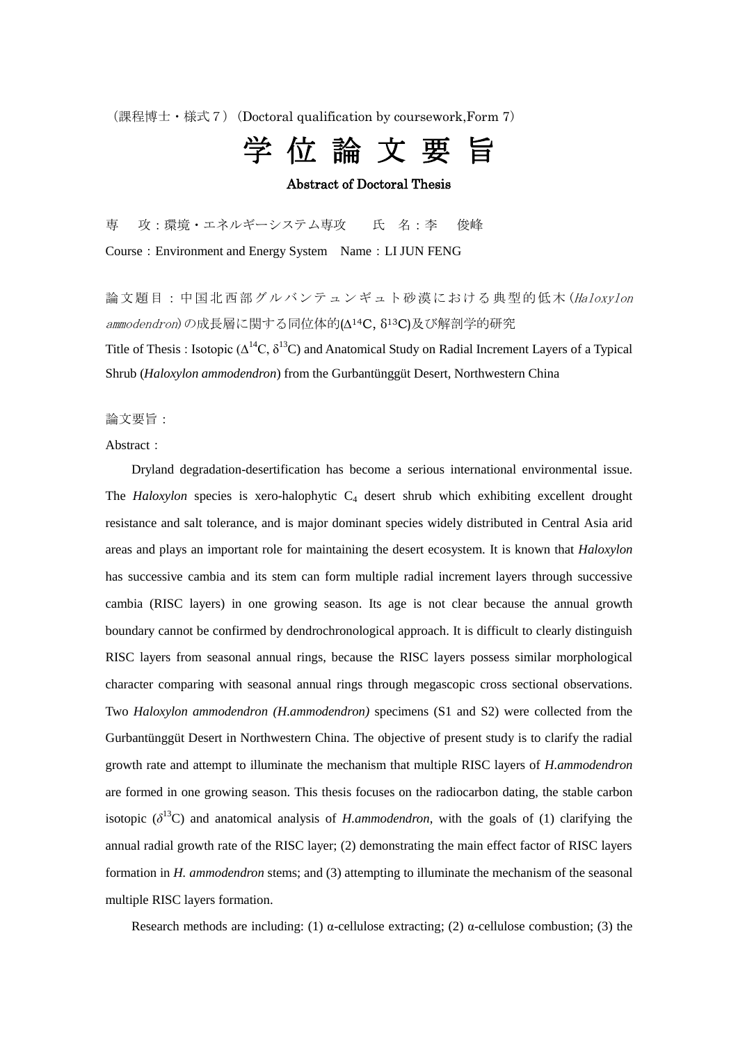（課程博士・様式７）（Doctoral qualification by coursework,Form 7）

# 学 位 論 文 要 旨

**Abstract of Doctoral Thesis**

専　攻：環境・エネルギーシステム専攻　　氏　名：李　俊峰

Course：Environment and Energy System　Name：LI JUN FENG

論文題目：中国北西部グルバンテュンギュト砂漠における典型的低木（*Haloxylon ammodendron*）の成長層に関する同位体的($\Delta^{14}C$, $\delta^{13}C$)及び解剖学的研究

Title of Thesis : Isotopic ($\Delta^{14}C$, $\delta^{13}C$) and Anatomical Study on Radial Increment Layers of a Typical Shrub (*Haloxylon ammodendron*) from the Gurbantünggüt Desert, Northwestern China

論文要旨：

Abstract：

Dryland degradation-desertification has become a serious international environmental issue. The *Haloxylon* species is xero-halophytic $C_4$ desert shrub which exhibiting excellent drought resistance and salt tolerance, and is major dominant species widely distributed in Central Asia arid areas and plays an important role for maintaining the desert ecosystem. It is known that *Haloxylon* has successive cambia and its stem can form multiple radial increment layers through successive cambia (RISC layers) in one growing season. Its age is not clear because the annual growth boundary cannot be confirmed by dendrochronological approach. It is difficult to clearly distinguish RISC layers from seasonal annual rings, because the RISC layers possess similar morphological character comparing with seasonal annual rings through megascopic cross sectional observations. Two *Haloxylon ammodendron (H.ammodendron)* specimens (S1 and S2) were collected from the Gurbantünggüt Desert in Northwestern China. The objective of present study is to clarify the radial growth rate and attempt to illuminate the mechanism that multiple RISC layers of *H.ammodendron* are formed in one growing season. This thesis focuses on the radiocarbon dating, the stable carbon isotopic ($\delta^{13}C$) and anatomical analysis of *H.ammodendron*, with the goals of (1) clarifying the annual radial growth rate of the RISC layer; (2) demonstrating the main effect factor of RISC layers formation in *H. ammodendron* stems; and (3) attempting to illuminate the mechanism of the seasonal multiple RISC layers formation.

Research methods are including: (1) α-cellulose extracting; (2) α-cellulose combustion; (3) the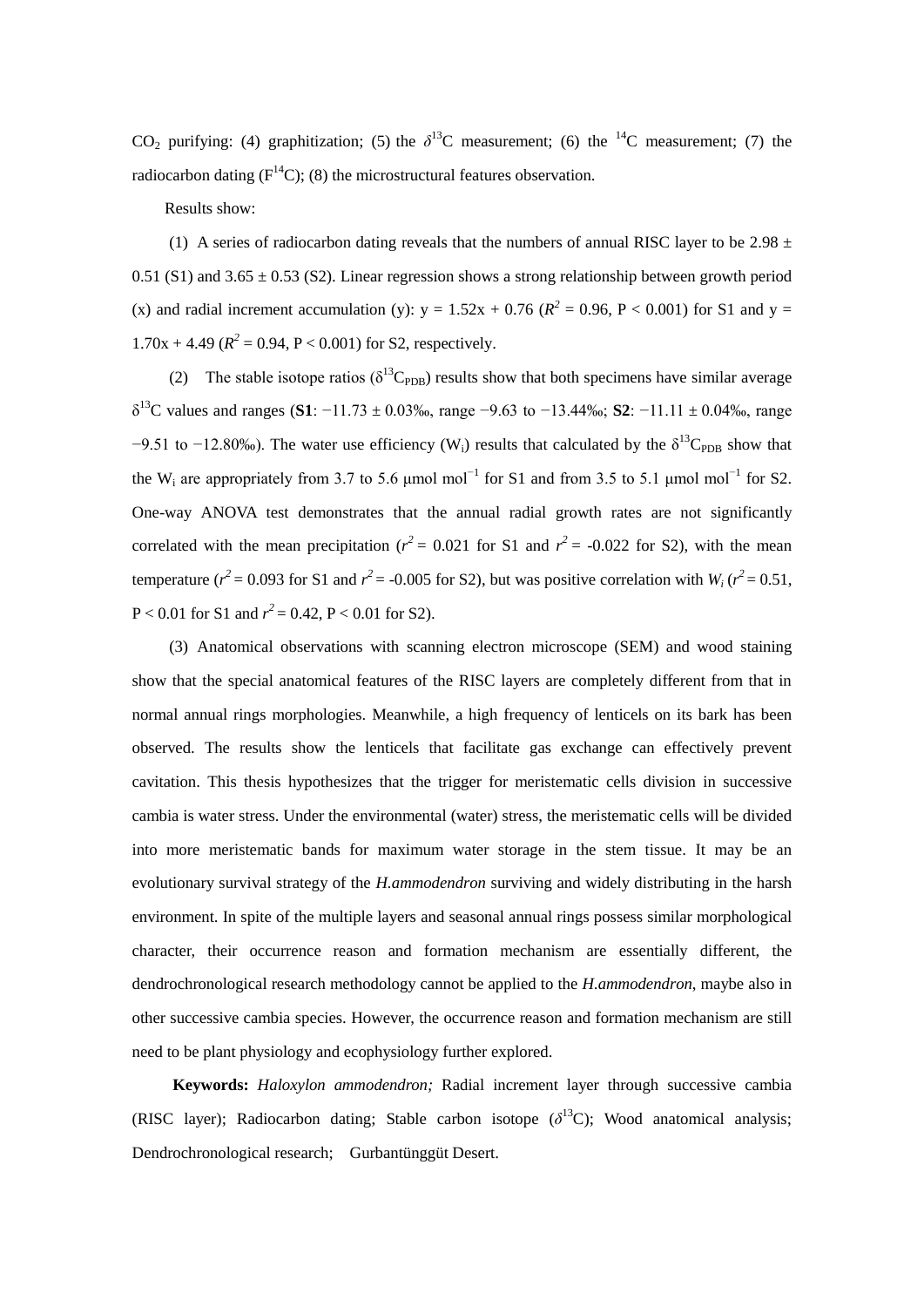$CO_2$ purifying: (4) graphitization; (5) the $\delta^{13}C$ measurement; (6) the $^{14}C$ measurement; (7) the radiocarbon dating ($F^{14}C$); (8) the microstructural features observation.

Results show:

(1) A series of radiocarbon dating reveals that the numbers of annual RISC layer to be 2.98 ± 0.51 (S1) and 3.65 ± 0.53 (S2). Linear regression shows a strong relationship between growth period (x) and radial increment accumulation (y): $y = 1.52x + 0.76$ ($R^2 = 0.96$, $P < 0.001$) for S1 and $y = 1.70x + 4.49$ ($R^2 = 0.94$, $P < 0.001$) for S2, respectively.

(2) The stable isotope ratios ($\delta^{13}C_{PDB}$) results show that both specimens have similar average $\delta^{13}C$ values and ranges (**S1**: −11.73 ± 0.03‰, range −9.63 to −13.44‰; **S2**: −11.11 ± 0.04‰, range −9.51 to −12.80‰). The water use efficiency ($W_i$) results that calculated by the $\delta^{13}C_{PDB}$ show that the $W_i$ are appropriately from 3.7 to 5.6 μmol mol$^{-1}$ for S1 and from 3.5 to 5.1 μmol mol$^{-1}$ for S2. One-way ANOVA test demonstrates that the annual radial growth rates are not significantly correlated with the mean precipitation ($r^2 = 0.021$ for S1 and $r^2 = -0.022$ for S2), with the mean temperature ($r^2 = 0.093$ for S1 and $r^2 = -0.005$ for S2), but was positive correlation with $W_i$ ($r^2 = 0.51$, $P < 0.01$ for S1 and $r^2 = 0.42$, $P < 0.01$ for S2).

(3) Anatomical observations with scanning electron microscope (SEM) and wood staining show that the special anatomical features of the RISC layers are completely different from that in normal annual rings morphologies. Meanwhile, a high frequency of lenticels on its bark has been observed. The results show the lenticels that facilitate gas exchange can effectively prevent cavitation. This thesis hypothesizes that the trigger for meristematic cells division in successive cambia is water stress. Under the environmental (water) stress, the meristematic cells will be divided into more meristematic bands for maximum water storage in the stem tissue. It may be an evolutionary survival strategy of the *H.ammodendron* surviving and widely distributing in the harsh environment. In spite of the multiple layers and seasonal annual rings possess similar morphological character, their occurrence reason and formation mechanism are essentially different, the dendrochronological research methodology cannot be applied to the *H.ammodendron*, maybe also in other successive cambia species. However, the occurrence reason and formation mechanism are still need to be plant physiology and ecophysiology further explored.

**Keywords:** *Haloxylon ammodendron;* Radial increment layer through successive cambia (RISC layer); Radiocarbon dating; Stable carbon isotope ($\delta^{13}C$); Wood anatomical analysis; Dendrochronological research; Gurbantünggüt Desert.